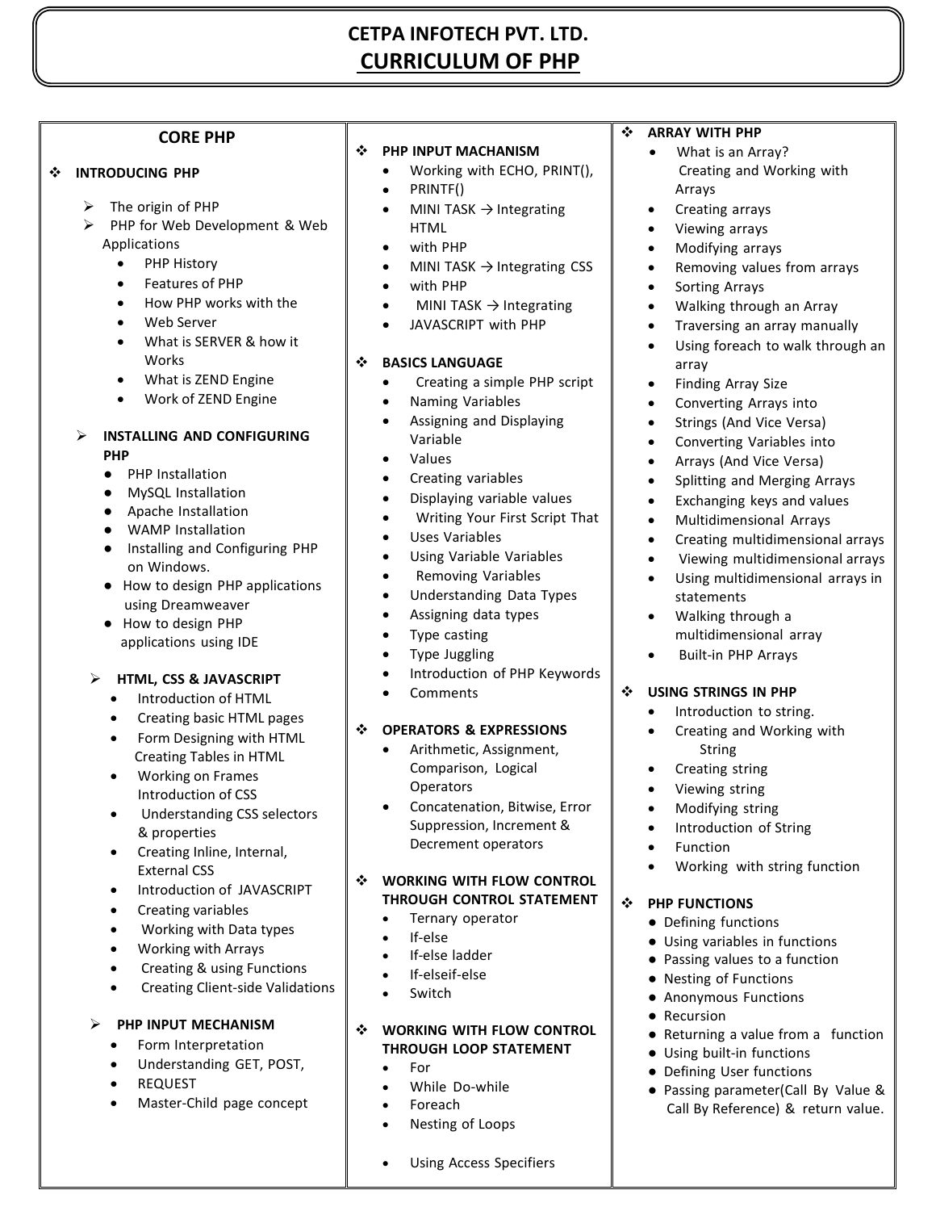# CETPA INFOTECH PVT. LTD.

## CURRICULUM OF PHP

### CORE PHP

❖ **INTRODUCING PHP**

- The origin of PHP
- PHP for Web Development & Web Applications
  - PHP History
  - Features of PHP
  - How PHP works with the Web Server
  - What is SERVER & how it Works
  - What is ZEND Engine
  - Work of ZEND Engine

- **INSTALLING AND CONFIGURING PHP**
  - PHP Installation
  - MySQL Installation
  - Apache Installation
  - WAMP Installation
  - Installing and Configuring PHP on Windows.
  - How to design PHP applications using Dreamweaver
  - How to design PHP applications using IDE

- **HTML, CSS & JAVASCRIPT**
  - Introduction of HTML
  - Creating basic HTML pages
  - Form Designing with HTML Creating Tables in HTML
  - Working on Frames Introduction of CSS
  - Understanding CSS selectors & properties
  - Creating Inline, Internal, External CSS
  - Introduction of JAVASCRIPT
  - Creating variables
  - Working with Data types
  - Working with Arrays
  - Creating & using Functions
  - Creating Client-side Validations

- **PHP INPUT MECHANISM**
  - Form Interpretation
  - Understanding GET, POST,
  - REQUEST
  - Master-Child page concept

❖ **PHP INPUT MACHANISM**

- Working with ECHO, PRINT(),
- PRINTF()
- MINI TASK → Integrating HTML
- with PHP
- MINI TASK → Integrating CSS
- with PHP
- MINI TASK → Integrating
- JAVASCRIPT with PHP

❖ **BASICS LANGUAGE**

- Creating a simple PHP script
- Naming Variables
- Assigning and Displaying Variable
- Values
- Creating variables
- Displaying variable values
- Writing Your First Script That
- Uses Variables
- Using Variable Variables
- Removing Variables
- Understanding Data Types
- Assigning data types
- Type casting
- Type Juggling
- Introduction of PHP Keywords
- Comments

❖ **OPERATORS & EXPRESSIONS**

- Arithmetic, Assignment, Comparison, Logical Operators
- Concatenation, Bitwise, Error Suppression, Increment & Decrement operators

❖ **WORKING WITH FLOW CONTROL THROUGH CONTROL STATEMENT**

- Ternary operator
- If-else
- If-else ladder
- If-elseif-else
- Switch

❖ **WORKING WITH FLOW CONTROL THROUGH LOOP STATEMENT**

- For
- While Do-while
- Foreach
- Nesting of Loops
- Using Access Specifiers

❖ **ARRAY WITH PHP**

- What is an Array? Creating and Working with Arrays
- Creating arrays
- Viewing arrays
- Modifying arrays
- Removing values from arrays
- Sorting Arrays
- Walking through an Array
- Traversing an array manually
- Using foreach to walk through an array
- Finding Array Size
- Converting Arrays into
- Strings (And Vice Versa)
- Converting Variables into
- Arrays (And Vice Versa)
- Splitting and Merging Arrays
- Exchanging keys and values
- Multidimensional Arrays
- Creating multidimensional arrays
- Viewing multidimensional arrays
- Using multidimensional arrays in statements
- Walking through a multidimensional array
- Built-in PHP Arrays

❖ **USING STRINGS IN PHP**

- Introduction to string.
- Creating and Working with String
- Creating string
- Viewing string
- Modifying string
- Introduction of String
- Function
- Working with string function

❖ **PHP FUNCTIONS**

- Defining functions
- Using variables in functions
- Passing values to a function
- Nesting of Functions
- Anonymous Functions
- Recursion
- Returning a value from a function
- Using built-in functions
- Defining User functions
- Passing parameter(Call By Value & Call By Reference) & return value.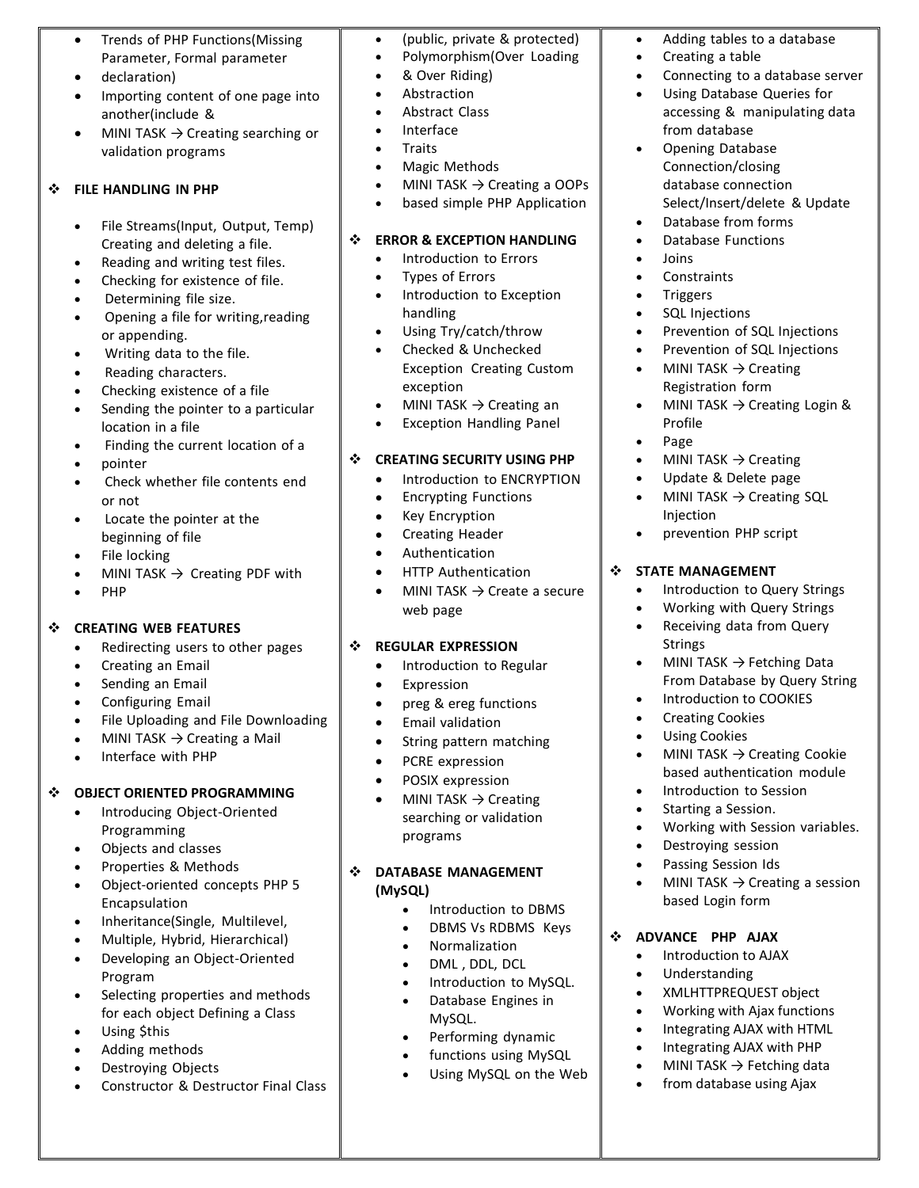- Trends of PHP Functions(Missing Parameter, Formal parameter
- declaration)
- Importing content of one page into another(include &
- MINI TASK → Creating searching or validation programs

## ❖ FILE HANDLING IN PHP

- File Streams(Input, Output, Temp) Creating and deleting a file.
- Reading and writing test files.
- Checking for existence of file.
- Determining file size.
- Opening a file for writing,reading or appending.
- Writing data to the file.
- Reading characters.
- Checking existence of a file
- Sending the pointer to a particular location in a file
- Finding the current location of a
- pointer
- Check whether file contents end or not
- Locate the pointer at the beginning of file
- File locking
- MINI TASK → Creating PDF with
- PHP

## ❖ CREATING WEB FEATURES

- Redirecting users to other pages
- Creating an Email
- Sending an Email
- Configuring Email
- File Uploading and File Downloading
- MINI TASK → Creating a Mail
- Interface with PHP

## ❖ OBJECT ORIENTED PROGRAMMING

- Introducing Object-Oriented Programming
- Objects and classes
- Properties & Methods
- Object-oriented concepts PHP 5 Encapsulation
- Inheritance(Single, Multilevel,
- Multiple, Hybrid, Hierarchical)
- Developing an Object-Oriented Program
- Selecting properties and methods for each object Defining a Class
- Using $this
- Adding methods
- Destroying Objects
- Constructor & Destructor Final Class
- (public, private & protected)
- Polymorphism(Over Loading
- & Over Riding)
- Abstraction
- Abstract Class
- Interface
- Traits
- Magic Methods
- MINI TASK → Creating a OOPs
- based simple PHP Application

## ❖ ERROR & EXCEPTION HANDLING

- Introduction to Errors
- Types of Errors
- Introduction to Exception handling
- Using Try/catch/throw
- Checked & Unchecked Exception Creating Custom exception
- MINI TASK → Creating an
- Exception Handling Panel

## ❖ CREATING SECURITY USING PHP

- Introduction to ENCRYPTION
- Encrypting Functions
- Key Encryption
- Creating Header
- Authentication
- HTTP Authentication
- MINI TASK → Create a secure web page

## ❖ REGULAR EXPRESSION

- Introduction to Regular
- Expression
- preg & ereg functions
- Email validation
- String pattern matching
- PCRE expression
- POSIX expression
- MINI TASK → Creating searching or validation programs

## ❖ DATABASE MANAGEMENT (MySQL)

- Introduction to DBMS
- DBMS Vs RDBMS Keys
- Normalization
- DML , DDL, DCL
- Introduction to MySQL.
- Database Engines in MySQL.
- Performing dynamic
- functions using MySQL
- Using MySQL on the Web
- Adding tables to a database
- Creating a table
- Connecting to a database server
- Using Database Queries for accessing & manipulating data from database
- Opening Database Connection/closing database connection Select/Insert/delete & Update
- Database from forms
- Database Functions
- Joins
- Constraints
- Triggers
- SQL Injections
- Prevention of SQL Injections
- Prevention of SQL Injections
- MINI TASK → Creating Registration form
- MINI TASK → Creating Login & Profile
- Page
- MINI TASK → Creating
- Update & Delete page
- MINI TASK → Creating SQL Injection
- prevention PHP script

## ❖ STATE MANAGEMENT

- Introduction to Query Strings
- Working with Query Strings
- Receiving data from Query Strings
- MINI TASK → Fetching Data From Database by Query String
- Introduction to COOKIES
- Creating Cookies
- Using Cookies
- MINI TASK → Creating Cookie based authentication module
- Introduction to Session
- Starting a Session.
- Working with Session variables.
- Destroying session
- Passing Session Ids
- MINI TASK → Creating a session based Login form

## ❖ ADVANCE PHP AJAX

- Introduction to AJAX
- Understanding
- XMLHTTPREQUEST object
- Working with Ajax functions
- Integrating AJAX with HTML
- Integrating AJAX with PHP
- MINI TASK → Fetching data
- from database using Ajax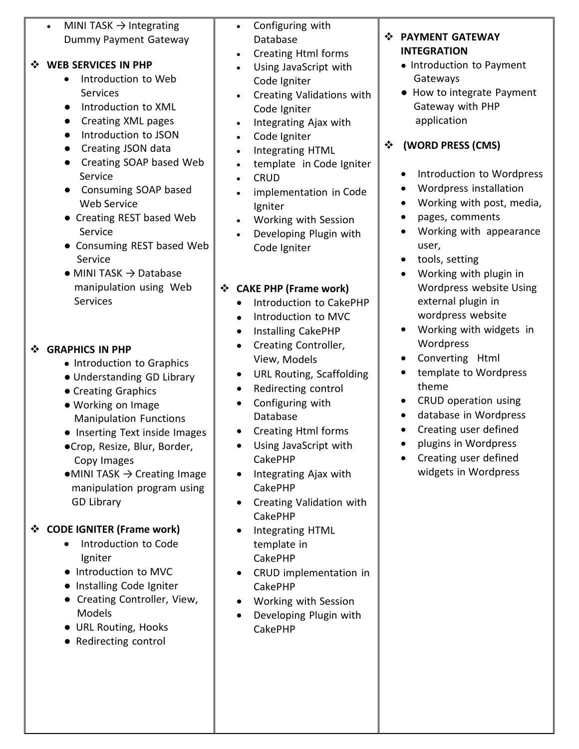- MINI TASK → Integrating Dummy Payment Gateway

❖ **WEB SERVICES IN PHP**
- Introduction to Web Services
- Introduction to XML
- Creating XML pages
- Introduction to JSON
- Creating JSON data
- Creating SOAP based Web Service
- Consuming SOAP based Web Service
- Creating REST based Web Service
- Consuming REST based Web Service
- MINI TASK → Database manipulation using Web Services

❖ **GRAPHICS IN PHP**
- Introduction to Graphics
- Understanding GD Library
- Creating Graphics
- Working on Image Manipulation Functions
- Inserting Text inside Images
- Crop, Resize, Blur, Border, Copy Images
- MINI TASK → Creating Image manipulation program using GD Library

❖ **CODE IGNITER (Frame work)**
- Introduction to Code Igniter
- Introduction to MVC
- Installing Code Igniter
- Creating Controller, View, Models
- URL Routing, Hooks
- Redirecting control
- Configuring with Database
- Creating Html forms
- Using JavaScript with Code Igniter
- Creating Validations with Code Igniter
- Integrating Ajax with
- Code Igniter
- Integrating HTML
- template in Code Igniter
- CRUD
- implementation in Code Igniter
- Working with Session
- Developing Plugin with Code Igniter

❖ **CAKE PHP (Frame work)**
- Introduction to CakePHP
- Introduction to MVC
- Installing CakePHP
- Creating Controller, View, Models
- URL Routing, Scaffolding
- Redirecting control
- Configuring with Database
- Creating Html forms
- Using JavaScript with CakePHP
- Integrating Ajax with CakePHP
- Creating Validation with CakePHP
- Integrating HTML template in CakePHP
- CRUD implementation in CakePHP
- Working with Session
- Developing Plugin with CakePHP

❖ **PAYMENT GATEWAY INTEGRATION**
- Introduction to Payment Gateways
- How to integrate Payment Gateway with PHP application

❖ **(WORD PRESS (CMS)**
- Introduction to Wordpress
- Wordpress installation
- Working with post, media,
- pages, comments
- Working with appearance user,
- tools, setting
- Working with plugin in Wordpress website Using external plugin in wordpress website
- Working with widgets in Wordpress
- Converting Html
- template to Wordpress theme
- CRUD operation using
- database in Wordpress
- Creating user defined
- plugins in Wordpress
- Creating user defined widgets in Wordpress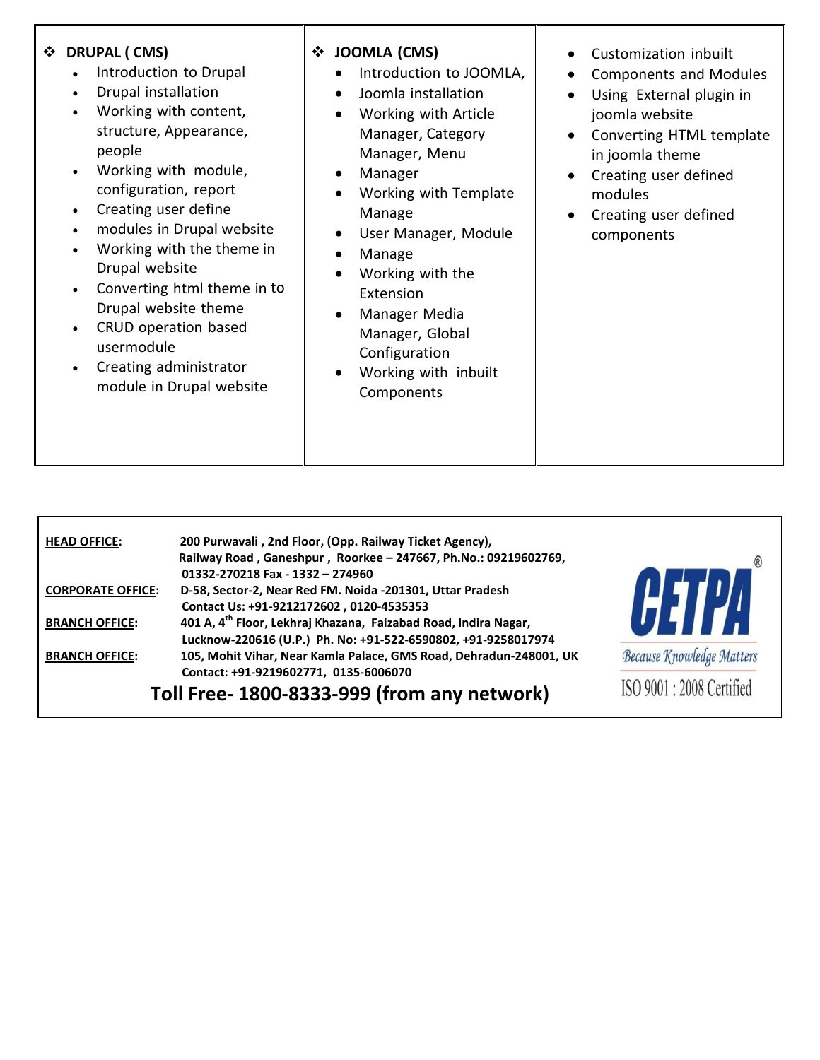- **DRUPAL ( CMS)**
  - Introduction to Drupal
  - Drupal installation
  - Working with content, structure, Appearance, people
  - Working with module, configuration, report
  - Creating user define
  - modules in Drupal website
  - Working with the theme in Drupal website
  - Converting html theme in to Drupal website theme
  - CRUD operation based usermodule
  - Creating administrator module in Drupal website

- **JOOMLA (CMS)**
  - Introduction to JOOMLA,
  - Joomla installation
  - Working with Article Manager, Category Manager, Menu
  - Manager
  - Working with Template Manage
  - User Manager, Module
  - Manage
  - Working with the Extension
  - Manager Media Manager, Global Configuration
  - Working with inbuilt Components
  - Customization inbuilt
  - Components and Modules
  - Using External plugin in joomla website
  - Converting HTML template in joomla theme
  - Creating user defined modules
  - Creating user defined components

**HEAD OFFICE:** 200 Purwavali , 2nd Floor, (Opp. Railway Ticket Agency), Railway Road , Ganeshpur , Roorkee – 247667, Ph.No.: 09219602769, 01332-270218 Fax - 1332 – 274960

**CORPORATE OFFICE:** D-58, Sector-2, Near Red FM. Noida -201301, Uttar Pradesh Contact Us: +91-9212172602 , 0120-4535353

**BRANCH OFFICE:** 401 A, 4th Floor, Lekhraj Khazana, Faizabad Road, Indira Nagar, Lucknow-220616 (U.P.) Ph. No: +91-522-6590802, +91-9258017974

**BRANCH OFFICE:** 105, Mohit Vihar, Near Kamla Palace, GMS Road, Dehradun-248001, UK Contact: +91-9219602771, 0135-6006070

**Toll Free- 1800-8333-999 (from any network)**

CETPA®

Because Knowledge Matters

ISO 9001 : 2008 Certified